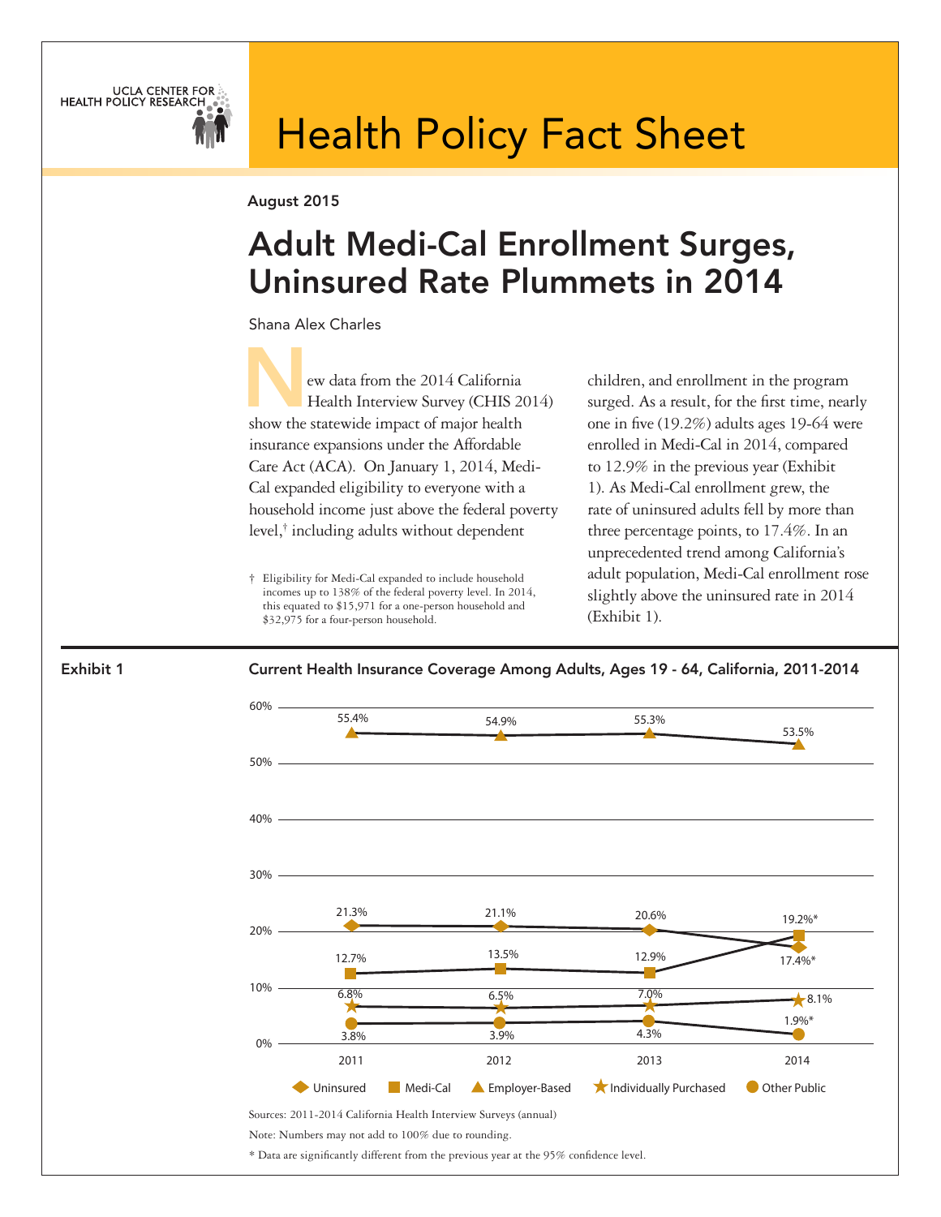UCLA CENTER FOR HEALTH POLICY RESEARCH

# Health Policy Fact Sheet

August 2015

## Adult Medi-Cal Enrollment Surges, Uninsured Rate Plummets in 2014

Shana Alex Charles

New data from the 2014 California Health Interview Survey (CHIS 2014) show the statewide impact of major health insurance expansions under the Affordable Care Act (ACA). On January 1, 2014, Medi-Cal expanded eligibility to everyone with a household income just above the federal poverty level,† including adults without dependent children, and enrollment in the program surged. As a result, for the first time, nearly one in five (19.2%) adults ages 19-64 were enrolled in Medi-Cal in 2014, compared to 12.9% in the previous year (Exhibit 1). As Medi-Cal enrollment grew, the rate of uninsured adults fell by more than three percentage points, to 17.4%. In an unprecedented trend among California's adult population, Medi-Cal enrollment rose slightly above the uninsured rate in 2014 (Exhibit 1).

† Eligibility for Medi-Cal expanded to include household incomes up to 138% of the federal poverty level. In 2014, this equated to $15,971 for a one-person household and $32,975 for a four-person household.

**Exhibit 1**

**Current Health Insurance Coverage Among Adults, Ages 19 - 64, California, 2011-2014**

| | 2011 | 2012 | 2013 | 2014 |
|---|---|---|---|---|
| Employer-Based | 55.4% | 54.9% | 55.3% | 53.5% |
| Uninsured | 21.3% | 21.1% | 20.6% | 17.4%* |
| Medi-Cal | 12.7% | 13.5% | 12.9% | 19.2%* |
| Individually Purchased | 6.8% | 6.5% | 7.0% | 8.1% |
| Other Public | 3.8% | 3.9% | 4.3% | 1.9%* |

Sources: 2011-2014 California Health Interview Surveys (annual)

Note: Numbers may not add to 100% due to rounding.

* Data are significantly different from the previous year at the 95% confidence level.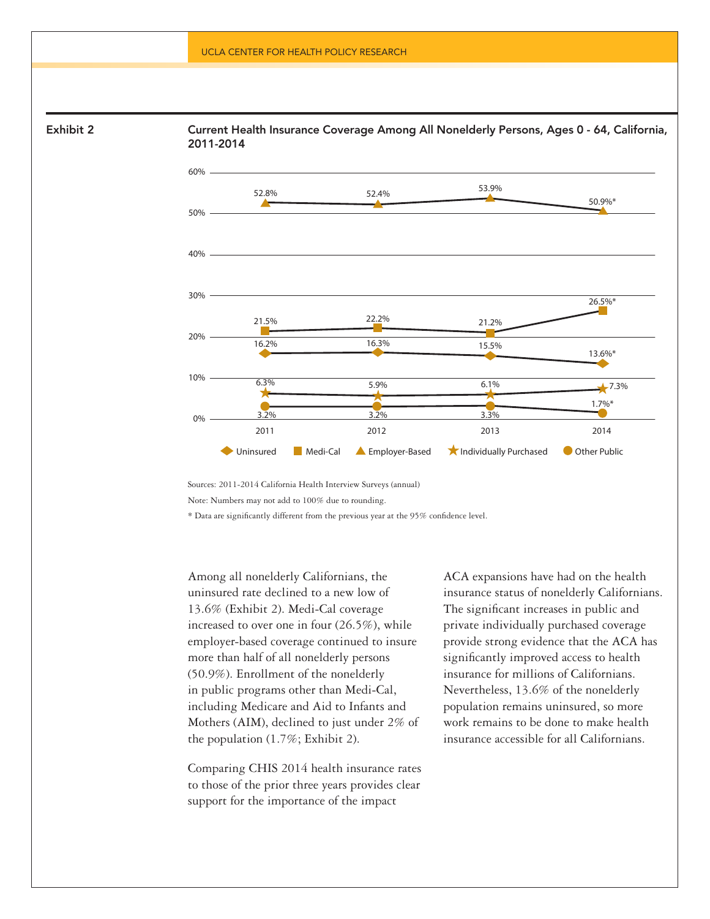**Exhibit 2**

**Current Health Insurance Coverage Among All Nonelderly Persons, Ages 0 - 64, California, 2011-2014**

| | 2011 | 2012 | 2013 | 2014 |
|---|---|---|---|---|
| Uninsured | 16.2% | 16.3% | 15.5% | 13.6%* |
| Medi-Cal | 21.5% | 22.2% | 21.2% | 26.5%* |
| Employer-Based | 52.8% | 52.4% | 53.9% | 50.9%* |
| Individually Purchased | 6.3% | 5.9% | 6.1% | 7.3% |
| Other Public | 3.2% | 3.2% | 3.3% | 1.7%* |

Sources: 2011-2014 California Health Interview Surveys (annual)

Note: Numbers may not add to 100% due to rounding.

* Data are significantly different from the previous year at the 95% confidence level.

Among all nonelderly Californians, the uninsured rate declined to a new low of 13.6% (Exhibit 2). Medi-Cal coverage increased to over one in four (26.5%), while employer-based coverage continued to insure more than half of all nonelderly persons (50.9%). Enrollment of the nonelderly in public programs other than Medi-Cal, including Medicare and Aid to Infants and Mothers (AIM), declined to just under 2% of the population (1.7%; Exhibit 2).

Comparing CHIS 2014 health insurance rates to those of the prior three years provides clear support for the importance of the impact ACA expansions have had on the health insurance status of nonelderly Californians. The significant increases in public and private individually purchased coverage provide strong evidence that the ACA has significantly improved access to health insurance for millions of Californians. Nevertheless, 13.6% of the nonelderly population remains uninsured, so more work remains to be done to make health insurance accessible for all Californians.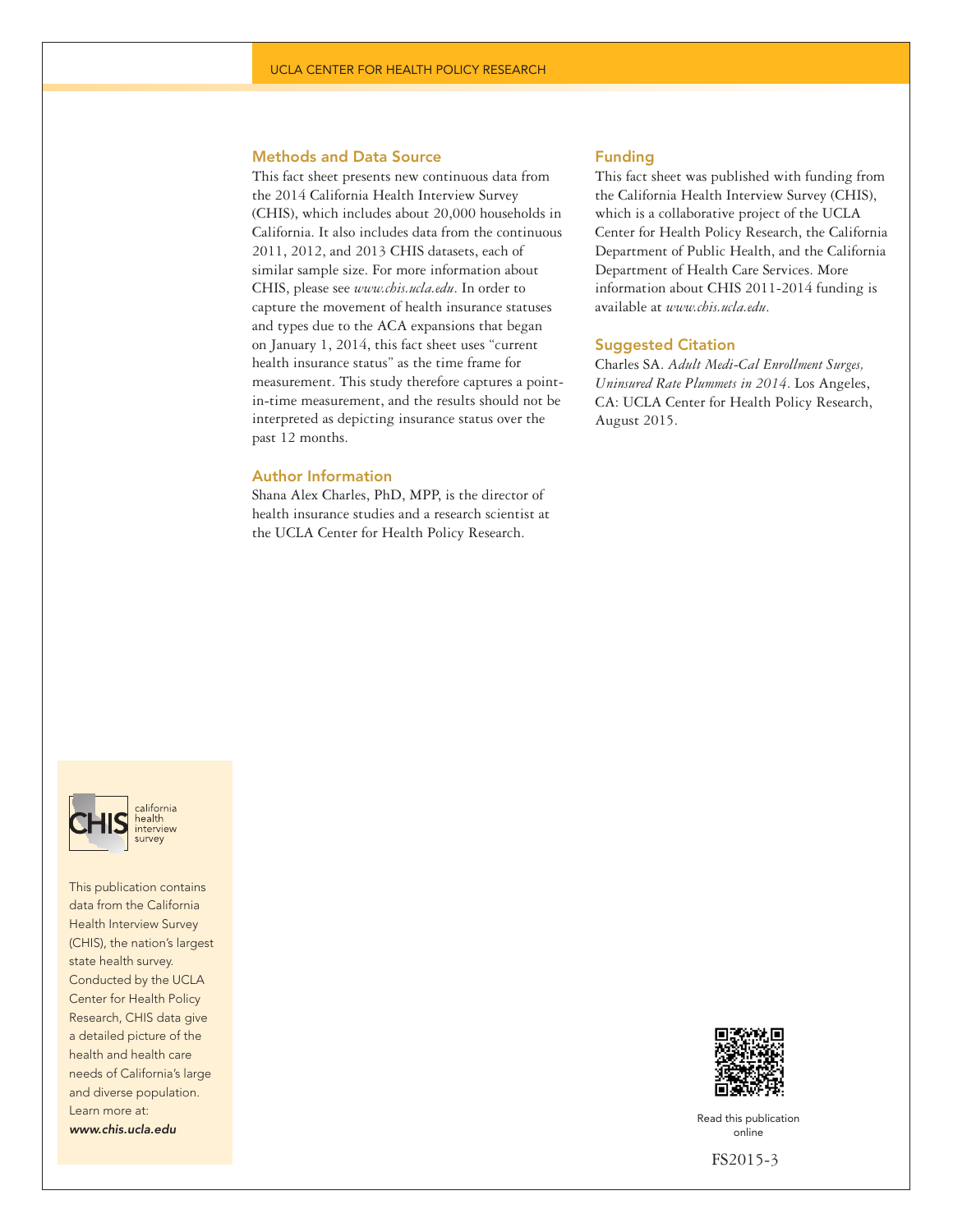## Methods and Data Source

This fact sheet presents new continuous data from the 2014 California Health Interview Survey (CHIS), which includes about 20,000 households in California. It also includes data from the continuous 2011, 2012, and 2013 CHIS datasets, each of similar sample size. For more information about CHIS, please see *www.chis.ucla.edu*. In order to capture the movement of health insurance statuses and types due to the ACA expansions that began on January 1, 2014, this fact sheet uses "current health insurance status" as the time frame for measurement. This study therefore captures a point-in-time measurement, and the results should not be interpreted as depicting insurance status over the past 12 months.

## Author Information

Shana Alex Charles, PhD, MPP, is the director of health insurance studies and a research scientist at the UCLA Center for Health Policy Research.

## Funding

This fact sheet was published with funding from the California Health Interview Survey (CHIS), which is a collaborative project of the UCLA Center for Health Policy Research, the California Department of Public Health, and the California Department of Health Care Services. More information about CHIS 2011-2014 funding is available at *www.chis.ucla.edu*.

## Suggested Citation

Charles SA. *Adult Medi-Cal Enrollment Surges, Uninsured Rate Plummets in 2014*. Los Angeles, CA: UCLA Center for Health Policy Research, August 2015.

CHIS california health interview survey

This publication contains data from the California Health Interview Survey (CHIS), the nation's largest state health survey. Conducted by the UCLA Center for Health Policy Research, CHIS data give a detailed picture of the health and health care needs of California's large and diverse population. Learn more at: ***www.chis.ucla.edu***

Read this publication online

FS2015-3